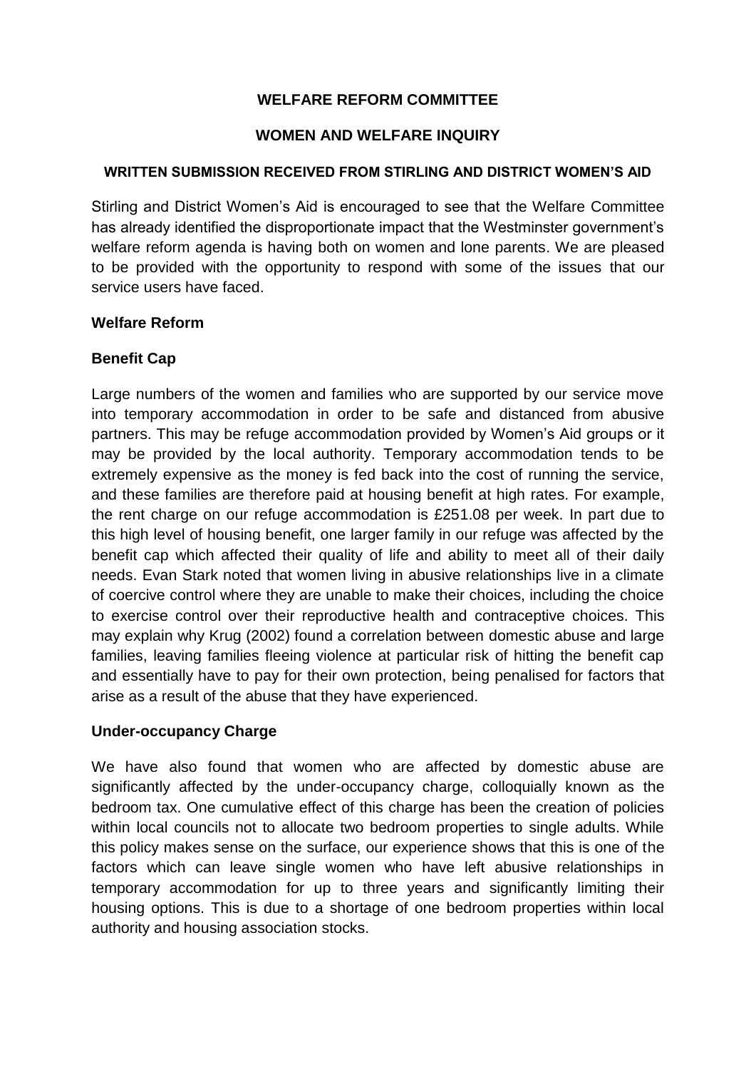# WELFARE REFORM COMMITTEE

## WOMEN AND WELFARE INQUIRY

### WRITTEN SUBMISSION RECEIVED FROM STIRLING AND DISTRICT WOMEN'S AID

Stirling and District Women's Aid is encouraged to see that the Welfare Committee has already identified the disproportionate impact that the Westminster government's welfare reform agenda is having both on women and lone parents. We are pleased to be provided with the opportunity to respond with some of the issues that our service users have faced.

**Welfare Reform**

**Benefit Cap**

Large numbers of the women and families who are supported by our service move into temporary accommodation in order to be safe and distanced from abusive partners. This may be refuge accommodation provided by Women's Aid groups or it may be provided by the local authority. Temporary accommodation tends to be extremely expensive as the money is fed back into the cost of running the service, and these families are therefore paid at housing benefit at high rates. For example, the rent charge on our refuge accommodation is £251.08 per week. In part due to this high level of housing benefit, one larger family in our refuge was affected by the benefit cap which affected their quality of life and ability to meet all of their daily needs. Evan Stark noted that women living in abusive relationships live in a climate of coercive control where they are unable to make their choices, including the choice to exercise control over their reproductive health and contraceptive choices. This may explain why Krug (2002) found a correlation between domestic abuse and large families, leaving families fleeing violence at particular risk of hitting the benefit cap and essentially have to pay for their own protection, being penalised for factors that arise as a result of the abuse that they have experienced.

**Under-occupancy Charge**

We have also found that women who are affected by domestic abuse are significantly affected by the under-occupancy charge, colloquially known as the bedroom tax. One cumulative effect of this charge has been the creation of policies within local councils not to allocate two bedroom properties to single adults. While this policy makes sense on the surface, our experience shows that this is one of the factors which can leave single women who have left abusive relationships in temporary accommodation for up to three years and significantly limiting their housing options. This is due to a shortage of one bedroom properties within local authority and housing association stocks.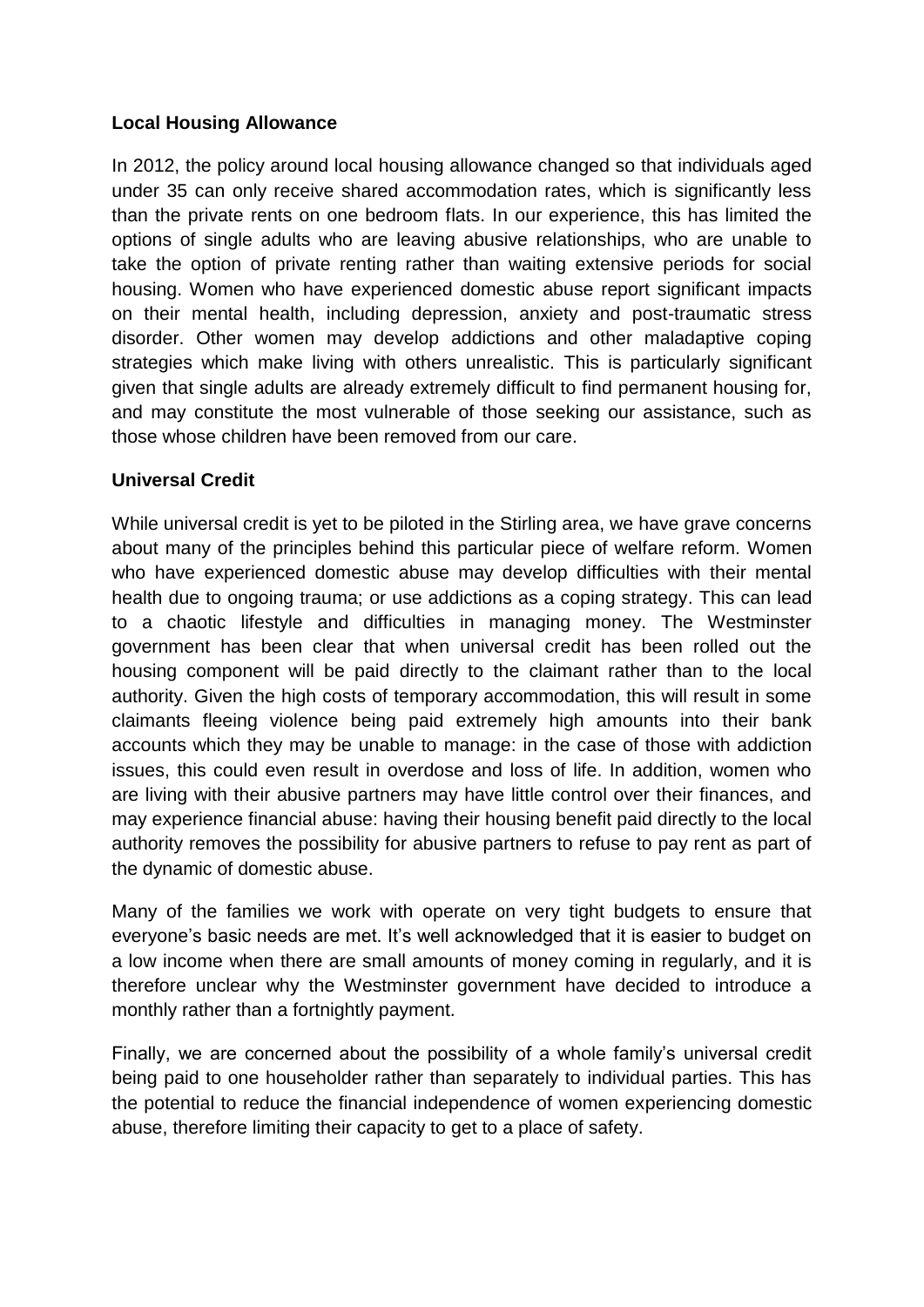**Local Housing Allowance**

In 2012, the policy around local housing allowance changed so that individuals aged under 35 can only receive shared accommodation rates, which is significantly less than the private rents on one bedroom flats. In our experience, this has limited the options of single adults who are leaving abusive relationships, who are unable to take the option of private renting rather than waiting extensive periods for social housing. Women who have experienced domestic abuse report significant impacts on their mental health, including depression, anxiety and post-traumatic stress disorder. Other women may develop addictions and other maladaptive coping strategies which make living with others unrealistic. This is particularly significant given that single adults are already extremely difficult to find permanent housing for, and may constitute the most vulnerable of those seeking our assistance, such as those whose children have been removed from our care.

**Universal Credit**

While universal credit is yet to be piloted in the Stirling area, we have grave concerns about many of the principles behind this particular piece of welfare reform. Women who have experienced domestic abuse may develop difficulties with their mental health due to ongoing trauma; or use addictions as a coping strategy. This can lead to a chaotic lifestyle and difficulties in managing money. The Westminster government has been clear that when universal credit has been rolled out the housing component will be paid directly to the claimant rather than to the local authority. Given the high costs of temporary accommodation, this will result in some claimants fleeing violence being paid extremely high amounts into their bank accounts which they may be unable to manage: in the case of those with addiction issues, this could even result in overdose and loss of life. In addition, women who are living with their abusive partners may have little control over their finances, and may experience financial abuse: having their housing benefit paid directly to the local authority removes the possibility for abusive partners to refuse to pay rent as part of the dynamic of domestic abuse.

Many of the families we work with operate on very tight budgets to ensure that everyone's basic needs are met. It's well acknowledged that it is easier to budget on a low income when there are small amounts of money coming in regularly, and it is therefore unclear why the Westminster government have decided to introduce a monthly rather than a fortnightly payment.

Finally, we are concerned about the possibility of a whole family's universal credit being paid to one householder rather than separately to individual parties. This has the potential to reduce the financial independence of women experiencing domestic abuse, therefore limiting their capacity to get to a place of safety.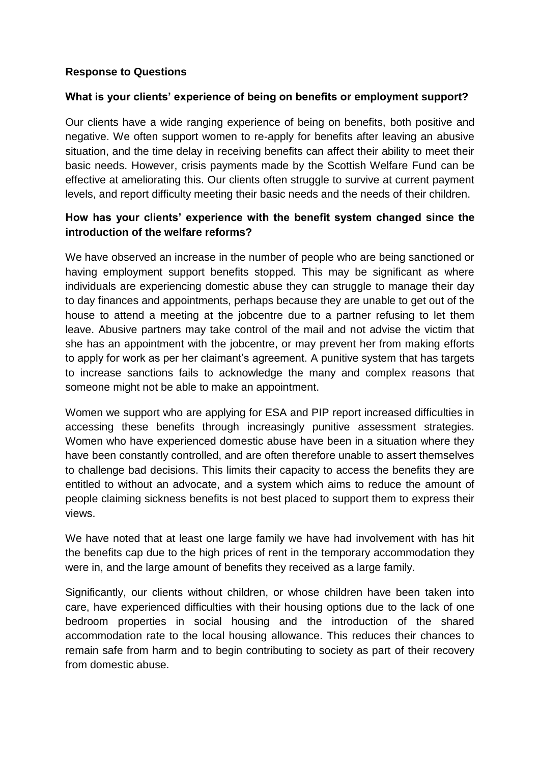**Response to Questions**

**What is your clients' experience of being on benefits or employment support?**

Our clients have a wide ranging experience of being on benefits, both positive and negative. We often support women to re-apply for benefits after leaving an abusive situation, and the time delay in receiving benefits can affect their ability to meet their basic needs. However, crisis payments made by the Scottish Welfare Fund can be effective at ameliorating this. Our clients often struggle to survive at current payment levels, and report difficulty meeting their basic needs and the needs of their children.

**How has your clients' experience with the benefit system changed since the introduction of the welfare reforms?**

We have observed an increase in the number of people who are being sanctioned or having employment support benefits stopped. This may be significant as where individuals are experiencing domestic abuse they can struggle to manage their day to day finances and appointments, perhaps because they are unable to get out of the house to attend a meeting at the jobcentre due to a partner refusing to let them leave. Abusive partners may take control of the mail and not advise the victim that she has an appointment with the jobcentre, or may prevent her from making efforts to apply for work as per her claimant's agreement. A punitive system that has targets to increase sanctions fails to acknowledge the many and complex reasons that someone might not be able to make an appointment.

Women we support who are applying for ESA and PIP report increased difficulties in accessing these benefits through increasingly punitive assessment strategies. Women who have experienced domestic abuse have been in a situation where they have been constantly controlled, and are often therefore unable to assert themselves to challenge bad decisions. This limits their capacity to access the benefits they are entitled to without an advocate, and a system which aims to reduce the amount of people claiming sickness benefits is not best placed to support them to express their views.

We have noted that at least one large family we have had involvement with has hit the benefits cap due to the high prices of rent in the temporary accommodation they were in, and the large amount of benefits they received as a large family.

Significantly, our clients without children, or whose children have been taken into care, have experienced difficulties with their housing options due to the lack of one bedroom properties in social housing and the introduction of the shared accommodation rate to the local housing allowance. This reduces their chances to remain safe from harm and to begin contributing to society as part of their recovery from domestic abuse.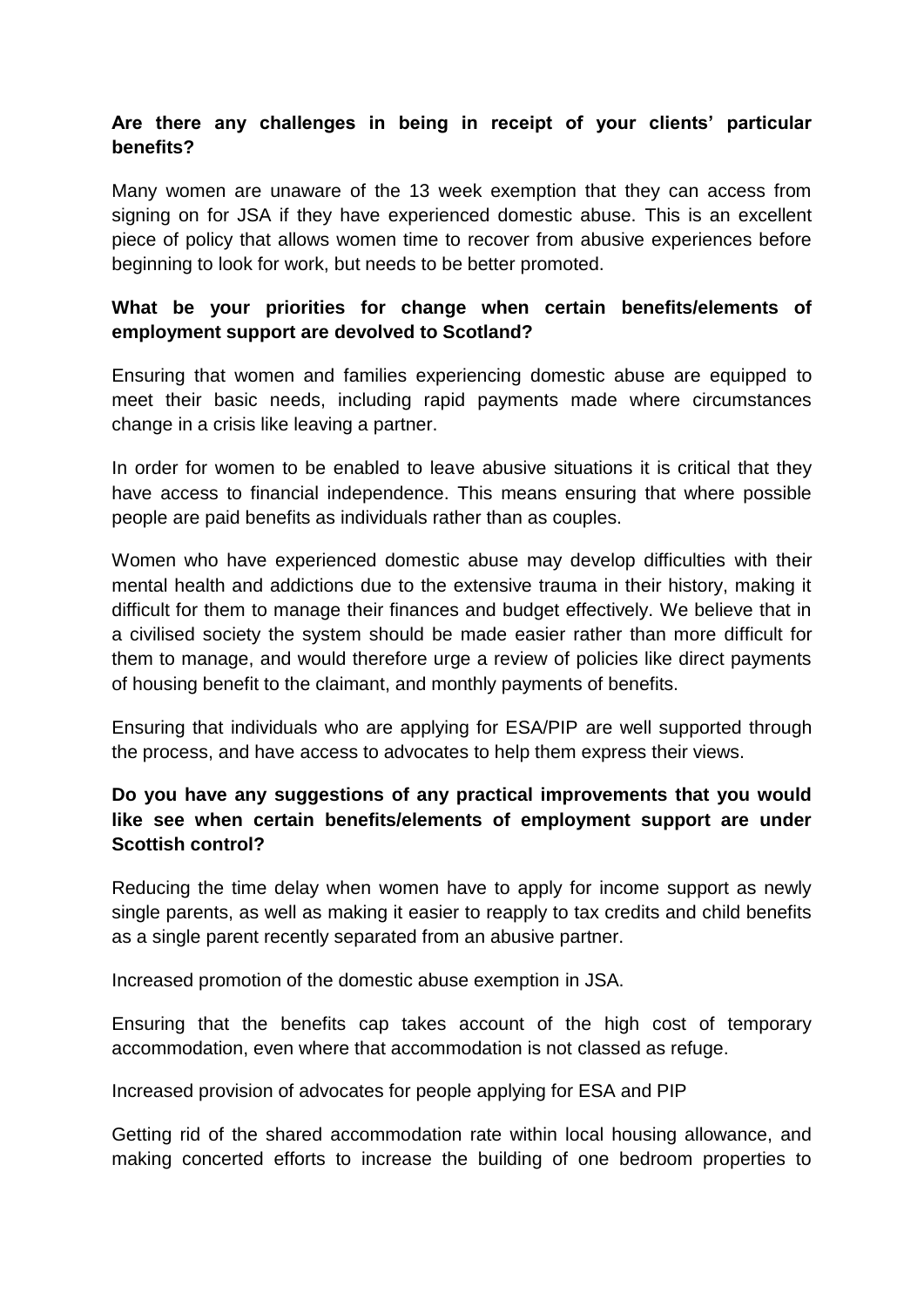**Are there any challenges in being in receipt of your clients' particular benefits?**

Many women are unaware of the 13 week exemption that they can access from signing on for JSA if they have experienced domestic abuse. This is an excellent piece of policy that allows women time to recover from abusive experiences before beginning to look for work, but needs to be better promoted.

**What be your priorities for change when certain benefits/elements of employment support are devolved to Scotland?**

Ensuring that women and families experiencing domestic abuse are equipped to meet their basic needs, including rapid payments made where circumstances change in a crisis like leaving a partner.

In order for women to be enabled to leave abusive situations it is critical that they have access to financial independence. This means ensuring that where possible people are paid benefits as individuals rather than as couples.

Women who have experienced domestic abuse may develop difficulties with their mental health and addictions due to the extensive trauma in their history, making it difficult for them to manage their finances and budget effectively. We believe that in a civilised society the system should be made easier rather than more difficult for them to manage, and would therefore urge a review of policies like direct payments of housing benefit to the claimant, and monthly payments of benefits.

Ensuring that individuals who are applying for ESA/PIP are well supported through the process, and have access to advocates to help them express their views.

**Do you have any suggestions of any practical improvements that you would like see when certain benefits/elements of employment support are under Scottish control?**

Reducing the time delay when women have to apply for income support as newly single parents, as well as making it easier to reapply to tax credits and child benefits as a single parent recently separated from an abusive partner.

Increased promotion of the domestic abuse exemption in JSA.

Ensuring that the benefits cap takes account of the high cost of temporary accommodation, even where that accommodation is not classed as refuge.

Increased provision of advocates for people applying for ESA and PIP

Getting rid of the shared accommodation rate within local housing allowance, and making concerted efforts to increase the building of one bedroom properties to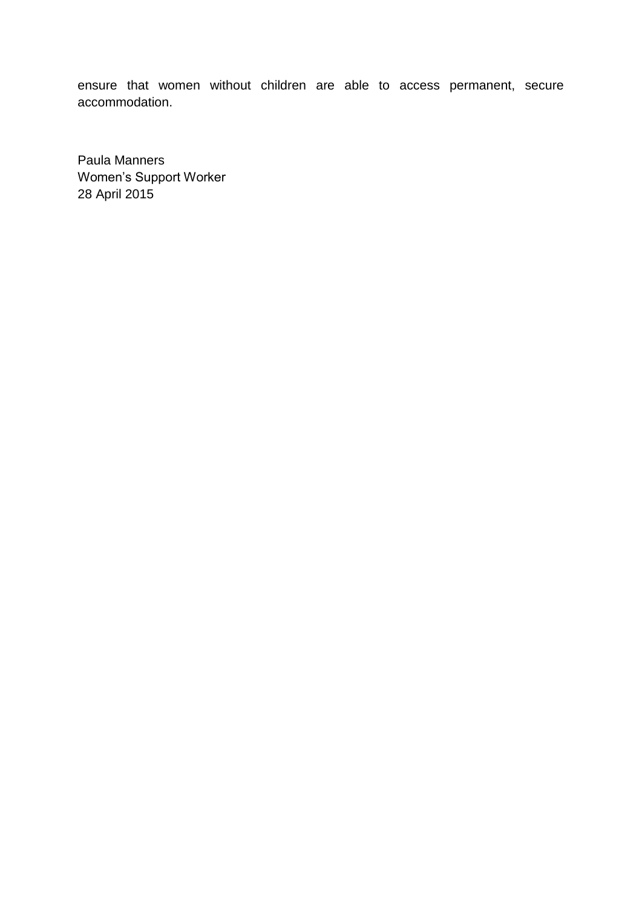ensure that women without children are able to access permanent, secure accommodation.

Paula Manners
Women's Support Worker
28 April 2015